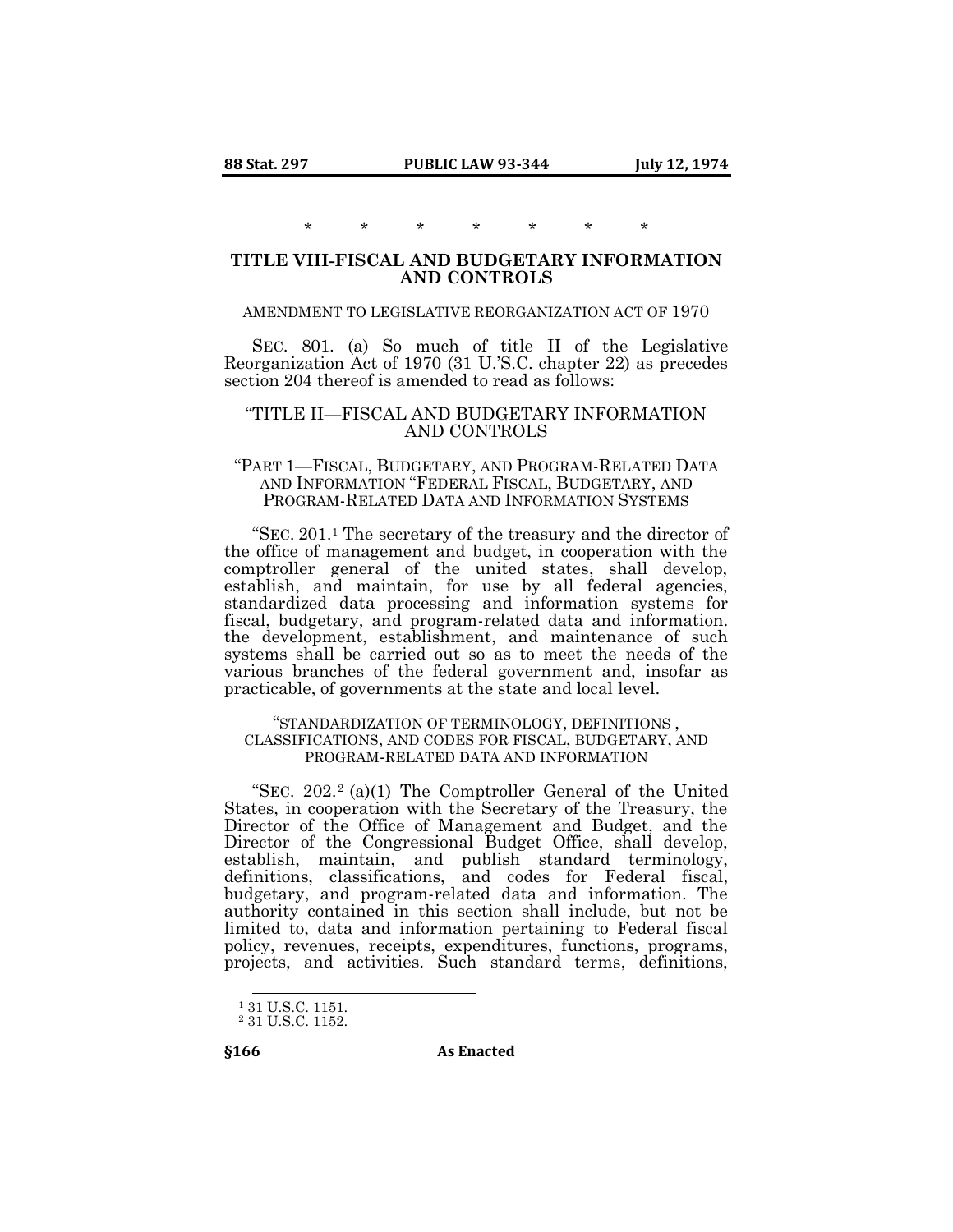\*     \*     \*     \*     \*     \*     \*

## TITLE VIII-FISCAL AND BUDGETARY INFORMATION AND CONTROLS

AMENDMENT TO LEGISLATIVE REORGANIZATION ACT OF 1970

SEC. 801. (a) So much of title II of the Legislative Reorganization Act of 1970 (31 U.'S.C. chapter 22) as precedes section 204 thereof is amended to read as follows:

### "TITLE II—FISCAL AND BUDGETARY INFORMATION AND CONTROLS

"PART 1—FISCAL, BUDGETARY, AND PROGRAM-RELATED DATA AND INFORMATION "FEDERAL FISCAL, BUDGETARY, AND PROGRAM-RELATED DATA AND INFORMATION SYSTEMS

"SEC. 201.[1] The secretary of the treasury and the director of the office of management and budget, in cooperation with the comptroller general of the united states, shall develop, establish, and maintain, for use by all federal agencies, standardized data processing and information systems for fiscal, budgetary, and program-related data and information. the development, establishment, and maintenance of such systems shall be carried out so as to meet the needs of the various branches of the federal government and, insofar as practicable, of governments at the state and local level.

"STANDARDIZATION OF TERMINOLOGY, DEFINITIONS , CLASSIFICATIONS, AND CODES FOR FISCAL, BUDGETARY, AND PROGRAM-RELATED DATA AND INFORMATION

"SEC. 202.[2] (a)(1) The Comptroller General of the United States, in cooperation with the Secretary of the Treasury, the Director of the Office of Management and Budget, and the Director of the Congressional Budget Office, shall develop, establish, maintain, and publish standard terminology, definitions, classifications, and codes for Federal fiscal, budgetary, and program-related data and information. The authority contained in this section shall include, but not be limited to, data and information pertaining to Federal fiscal policy, revenues, receipts, expenditures, functions, programs, projects, and activities. Such standard terms, definitions,

[1] 31 U.S.C. 1151.
[2] 31 U.S.C. 1152.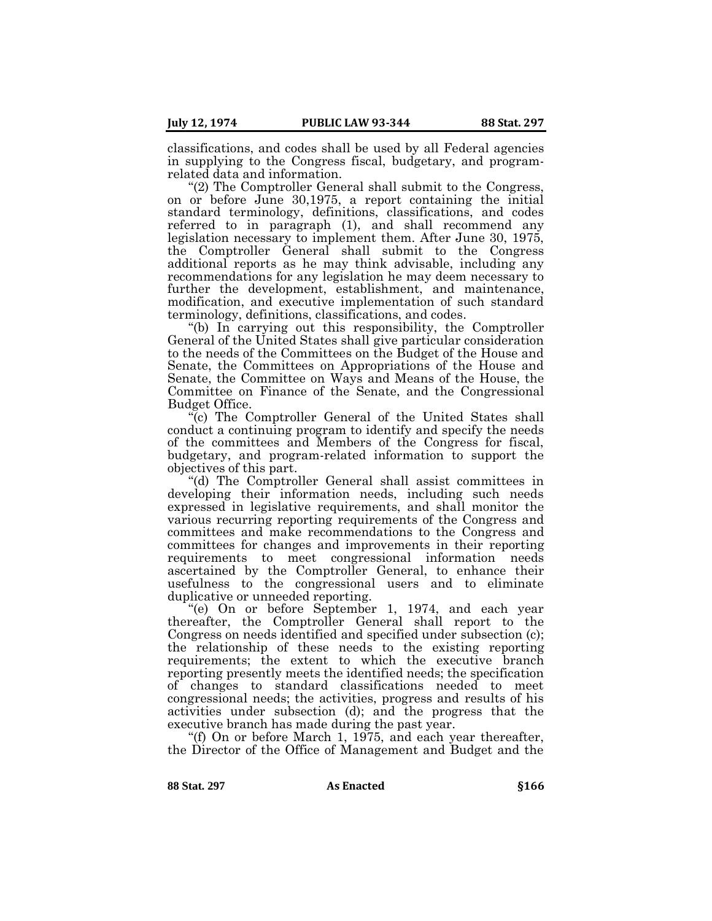classifications, and codes shall be used by all Federal agencies in supplying to the Congress fiscal, budgetary, and program-related data and information.

"(2) The Comptroller General shall submit to the Congress, on or before June 30,1975, a report containing the initial standard terminology, definitions, classifications, and codes referred to in paragraph (1), and shall recommend any legislation necessary to implement them. After June 30, 1975, the Comptroller General shall submit to the Congress additional reports as he may think advisable, including any recommendations for any legislation he may deem necessary to further the development, establishment, and maintenance, modification, and executive implementation of such standard terminology, definitions, classifications, and codes.

"(b) In carrying out this responsibility, the Comptroller General of the United States shall give particular consideration to the needs of the Committees on the Budget of the House and Senate, the Committees on Appropriations of the House and Senate, the Committee on Ways and Means of the House, the Committee on Finance of the Senate, and the Congressional Budget Office.

"(c) The Comptroller General of the United States shall conduct a continuing program to identify and specify the needs of the committees and Members of the Congress for fiscal, budgetary, and program-related information to support the objectives of this part.

"(d) The Comptroller General shall assist committees in developing their information needs, including such needs expressed in legislative requirements, and shall monitor the various recurring reporting requirements of the Congress and committees and make recommendations to the Congress and committees for changes and improvements in their reporting requirements to meet congressional information needs ascertained by the Comptroller General, to enhance their usefulness to the congressional users and to eliminate duplicative or unneeded reporting.

"(e) On or before September 1, 1974, and each year thereafter, the Comptroller General shall report to the Congress on needs identified and specified under subsection (c); the relationship of these needs to the existing reporting requirements; the extent to which the executive branch reporting presently meets the identified needs; the specification of changes to standard classifications needed to meet congressional needs; the activities, progress and results of his activities under subsection (d); and the progress that the executive branch has made during the past year.

"(f) On or before March 1, 1975, and each year thereafter, the Director of the Office of Management and Budget and the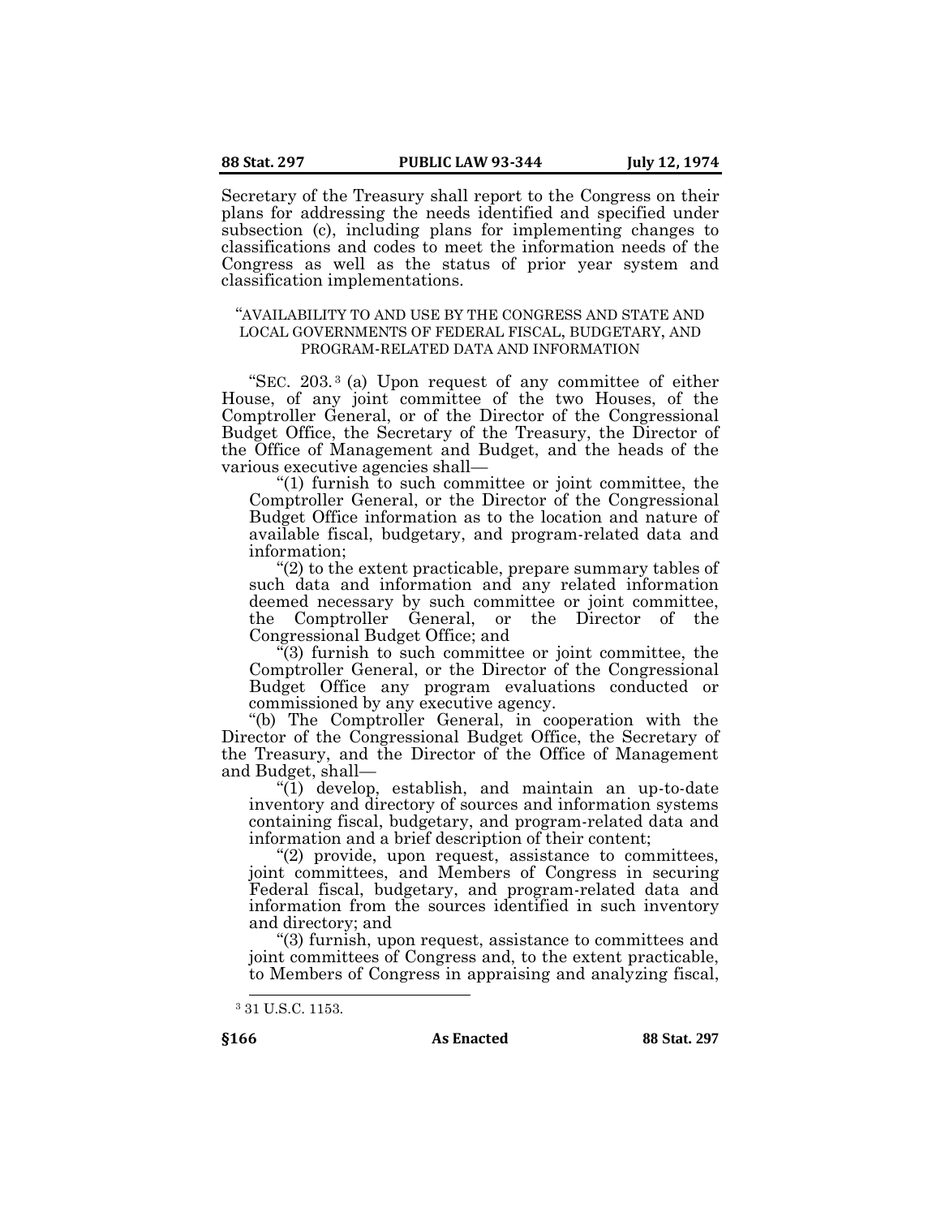Secretary of the Treasury shall report to the Congress on their plans for addressing the needs identified and specified under subsection (c), including plans for implementing changes to classifications and codes to meet the information needs of the Congress as well as the status of prior year system and classification implementations.

"AVAILABILITY TO AND USE BY THE CONGRESS AND STATE AND LOCAL GOVERNMENTS OF FEDERAL FISCAL, BUDGETARY, AND PROGRAM-RELATED DATA AND INFORMATION

"SEC. 203.[3] (a) Upon request of any committee of either House, of any joint committee of the two Houses, of the Comptroller General, or of the Director of the Congressional Budget Office, the Secretary of the Treasury, the Director of the Office of Management and Budget, and the heads of the various executive agencies shall—

"(1) furnish to such committee or joint committee, the Comptroller General, or the Director of the Congressional Budget Office information as to the location and nature of available fiscal, budgetary, and program-related data and information;

"(2) to the extent practicable, prepare summary tables of such data and information and any related information deemed necessary by such committee or joint committee, the Comptroller General, or the Director of the Congressional Budget Office; and

"(3) furnish to such committee or joint committee, the Comptroller General, or the Director of the Congressional Budget Office any program evaluations conducted or commissioned by any executive agency.

"(b) The Comptroller General, in cooperation with the Director of the Congressional Budget Office, the Secretary of the Treasury, and the Director of the Office of Management and Budget, shall—

"(1) develop, establish, and maintain an up-to-date inventory and directory of sources and information systems containing fiscal, budgetary, and program-related data and information and a brief description of their content;

"(2) provide, upon request, assistance to committees, joint committees, and Members of Congress in securing Federal fiscal, budgetary, and program-related data and information from the sources identified in such inventory and directory; and

"(3) furnish, upon request, assistance to committees and joint committees of Congress and, to the extent practicable, to Members of Congress in appraising and analyzing fiscal,

[3] 31 U.S.C. 1153.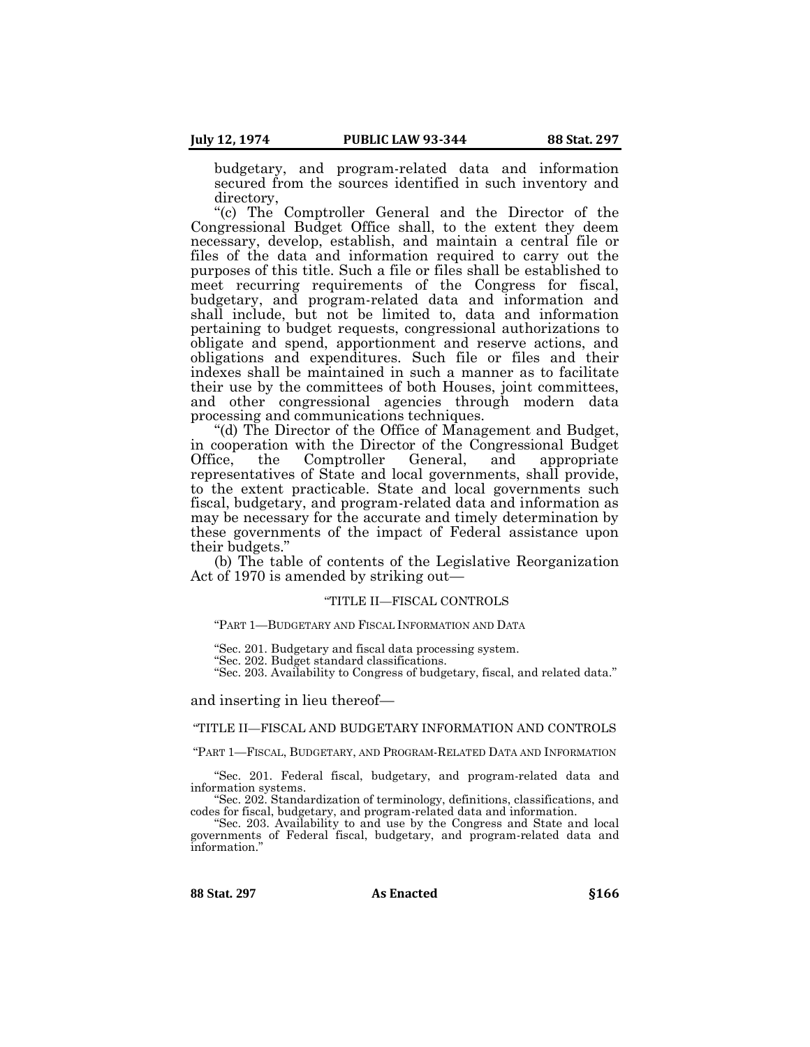budgetary, and program-related data and information secured from the sources identified in such inventory and directory,

"(c) The Comptroller General and the Director of the Congressional Budget Office shall, to the extent they deem necessary, develop, establish, and maintain a central file or files of the data and information required to carry out the purposes of this title. Such a file or files shall be established to meet recurring requirements of the Congress for fiscal, budgetary, and program-related data and information and shall include, but not be limited to, data and information pertaining to budget requests, congressional authorizations to obligate and spend, apportionment and reserve actions, and obligations and expenditures. Such file or files and their indexes shall be maintained in such a manner as to facilitate their use by the committees of both Houses, joint committees, and other congressional agencies through modern data processing and communications techniques.

"(d) The Director of the Office of Management and Budget, in cooperation with the Director of the Congressional Budget Office, the Comptroller General, and appropriate representatives of State and local governments, shall provide, to the extent practicable. State and local governments such fiscal, budgetary, and program-related data and information as may be necessary for the accurate and timely determination by these governments of the impact of Federal assistance upon their budgets."

(b) The table of contents of the Legislative Reorganization Act of 1970 is amended by striking out—

"TITLE II—FISCAL CONTROLS

"PART 1—BUDGETARY AND FISCAL INFORMATION AND DATA

"Sec. 201. Budgetary and fiscal data processing system.
"Sec. 202. Budget standard classifications.
"Sec. 203. Availability to Congress of budgetary, fiscal, and related data."

and inserting in lieu thereof—

"TITLE II—FISCAL AND BUDGETARY INFORMATION AND CONTROLS

"PART 1—FISCAL, BUDGETARY, AND PROGRAM-RELATED DATA AND INFORMATION

"Sec. 201. Federal fiscal, budgetary, and program-related data and information systems.
"Sec. 202. Standardization of terminology, definitions, classifications, and codes for fiscal, budgetary, and program-related data and information.
"Sec. 203. Availability to and use by the Congress and State and local governments of Federal fiscal, budgetary, and program-related data and information."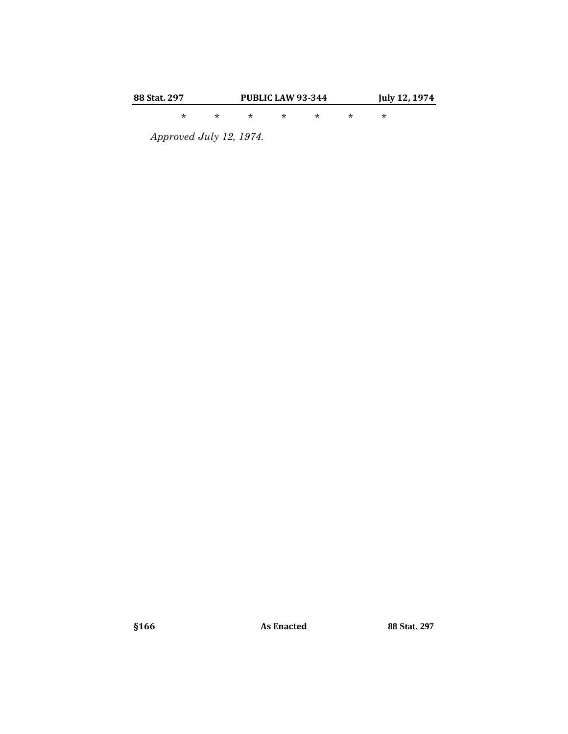\*     \*     \*     \*     \*     \*     \*

*Approved July 12, 1974.*

*     *     *     *     *     *     *

*Approved July 12, 1974.*